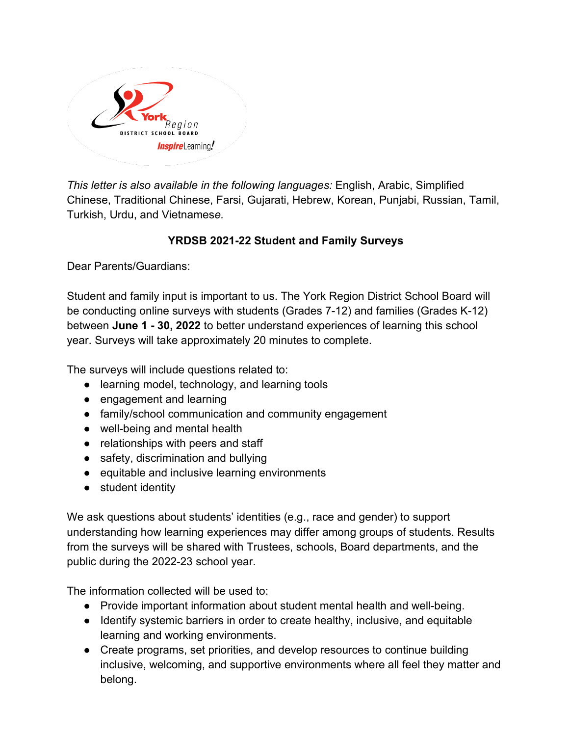*This letter is also available in the following languages:* English, Arabic, Simplified Chinese, Traditional Chinese, Farsi, Gujarati, Hebrew, Korean, Punjabi, Russian, Tamil, Turkish, Urdu, and Vietnamese*.*

**YRDSB 2021-22 Student and Family Surveys**

Dear Parents/Guardians:

Student and family input is important to us. The York Region District School Board will be conducting online surveys with students (Grades 7-12) and families (Grades K-12) between **June 1 - 30, 2022** to better understand experiences of learning this school year. Surveys will take approximately 20 minutes to complete.

The surveys will include questions related to:

- learning model, technology, and learning tools
- engagement and learning
- family/school communication and community engagement
- well-being and mental health
- relationships with peers and staff
- safety, discrimination and bullying
- equitable and inclusive learning environments
- student identity

We ask questions about students' identities (e.g., race and gender) to support understanding how learning experiences may differ among groups of students. Results from the surveys will be shared with Trustees, schools, Board departments, and the public during the 2022-23 school year.

The information collected will be used to:

- Provide important information about student mental health and well-being.
- Identify systemic barriers in order to create healthy, inclusive, and equitable learning and working environments.
- Create programs, set priorities, and develop resources to continue building inclusive, welcoming, and supportive environments where all feel they matter and belong.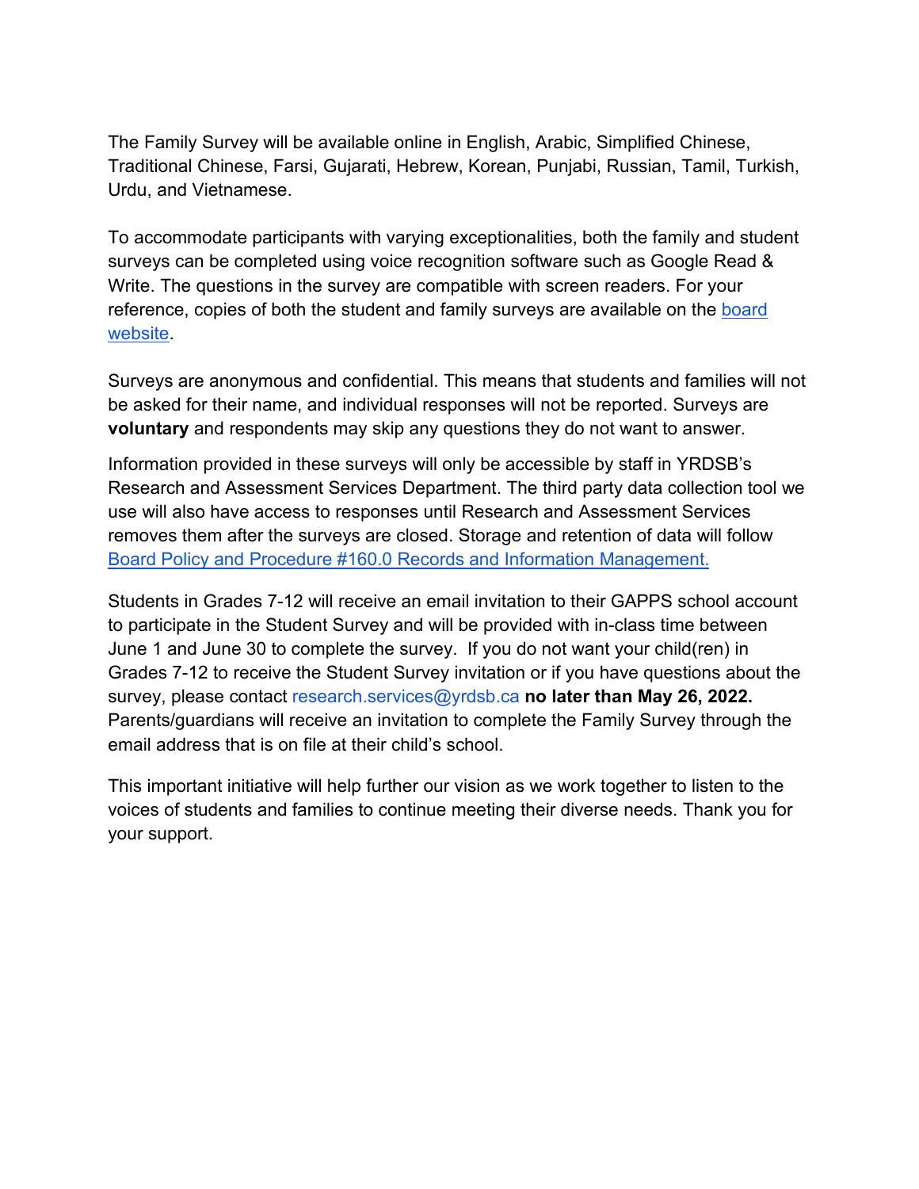The Family Survey will be available online in English, Arabic, Simplified Chinese, Traditional Chinese, Farsi, Gujarati, Hebrew, Korean, Punjabi, Russian, Tamil, Turkish, Urdu, and Vietnamese.

To accommodate participants with varying exceptionalities, both the family and student surveys can be completed using voice recognition software such as Google Read & Write. The questions in the survey are compatible with screen readers. For your reference, copies of both the student and family surveys are available on the board website.

Surveys are anonymous and confidential. This means that students and families will not be asked for their name, and individual responses will not be reported. Surveys are **voluntary** and respondents may skip any questions they do not want to answer.

Information provided in these surveys will only be accessible by staff in YRDSB's Research and Assessment Services Department. The third party data collection tool we use will also have access to responses until Research and Assessment Services removes them after the surveys are closed. Storage and retention of data will follow Board Policy and Procedure #160.0 Records and Information Management.

Students in Grades 7-12 will receive email invitation to their GAPPS school account to participate in the Student Survey and will be provided with in-class time between June 1 and June 30 to complete the survey. If you do not want your child(ren) in Grades 7-12 to receive the Student Survey invitation or if you have questions about the survey, please contact research.services@yrdsb.ca **no later than May 26, 2022.** Parents/guardians will receive an invitation to complete the Family Survey through the email address that is on file at their child's school.

This important initiative will help further our vision as we work together to listen to the voices of students and families to continue meeting their diverse needs. Thank you for your support.